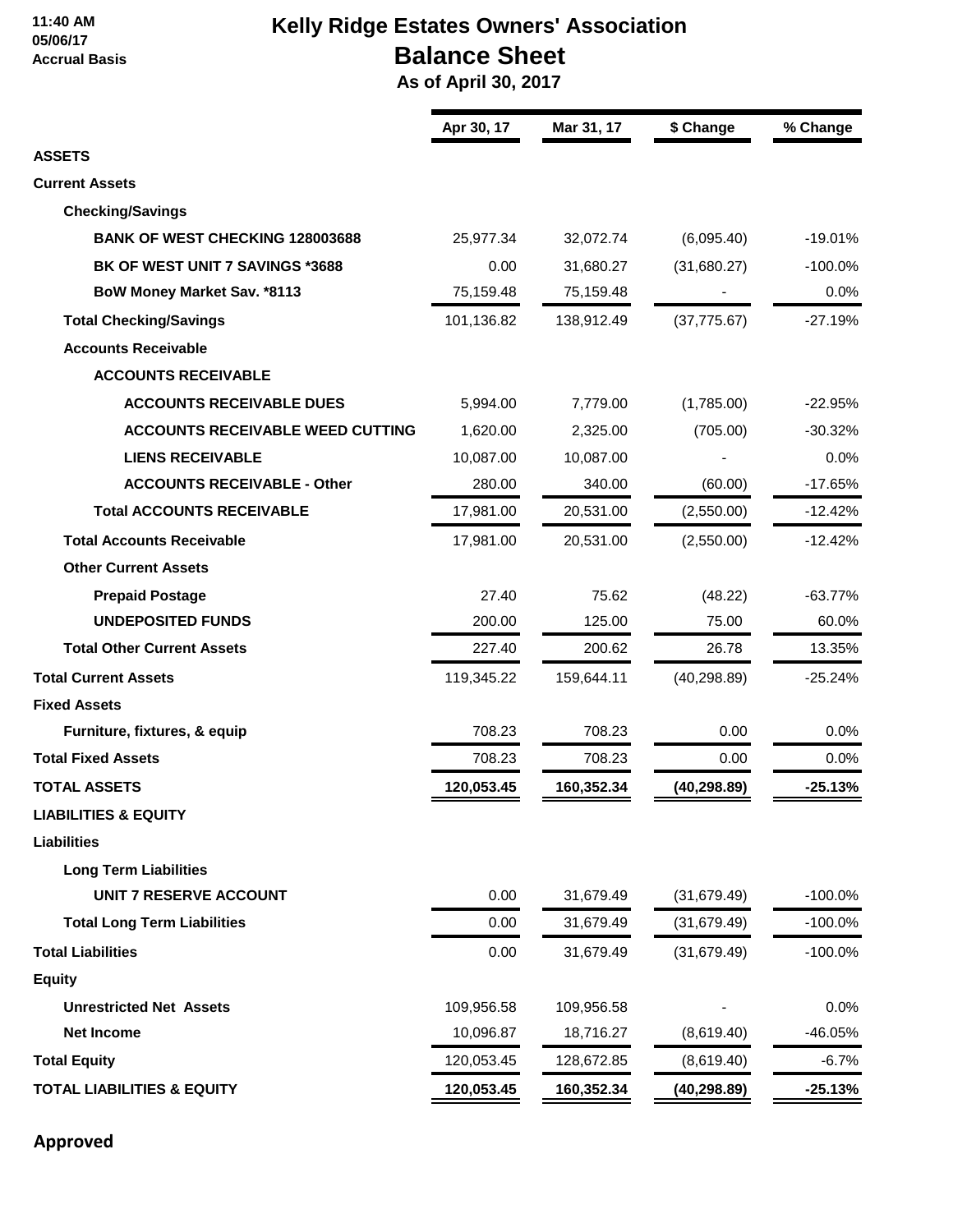11:40 AM
05/06/17
Accrual Basis

# Kelly Ridge Estates Owners' Association

## Balance Sheet

### As of April 30, 2017

| | Apr 30, 17 | Mar 31, 17 | $ Change | % Change |
|---|---|---|---|---|
| **ASSETS** | | | | |
| **Current Assets** | | | | |
| **Checking/Savings** | | | | |
| **BANK OF WEST CHECKING 128003688** | 25,977.34 | 32,072.74 | (6,095.40) | -19.01% |
| **BK OF WEST UNIT 7 SAVINGS *3688** | 0.00 | 31,680.27 | (31,680.27) | -100.0% |
| **BoW Money Market Sav. *8113** | 75,159.48 | 75,159.48 | - | 0.0% |
| **Total Checking/Savings** | 101,136.82 | 138,912.49 | (37,775.67) | -27.19% |
| **Accounts Receivable** | | | | |
| **ACCOUNTS RECEIVABLE** | | | | |
| **ACCOUNTS RECEIVABLE DUES** | 5,994.00 | 7,779.00 | (1,785.00) | -22.95% |
| **ACCOUNTS RECEIVABLE WEED CUTTING** | 1,620.00 | 2,325.00 | (705.00) | -30.32% |
| **LIENS RECEIVABLE** | 10,087.00 | 10,087.00 | - | 0.0% |
| **ACCOUNTS RECEIVABLE - Other** | 280.00 | 340.00 | (60.00) | -17.65% |
| **Total ACCOUNTS RECEIVABLE** | 17,981.00 | 20,531.00 | (2,550.00) | -12.42% |
| **Total Accounts Receivable** | 17,981.00 | 20,531.00 | (2,550.00) | -12.42% |
| **Other Current Assets** | | | | |
| **Prepaid Postage** | 27.40 | 75.62 | (48.22) | -63.77% |
| **UNDEPOSITED FUNDS** | 200.00 | 125.00 | 75.00 | 60.0% |
| **Total Other Current Assets** | 227.40 | 200.62 | 26.78 | 13.35% |
| **Total Current Assets** | 119,345.22 | 159,644.11 | (40,298.89) | -25.24% |
| **Fixed Assets** | | | | |
| **Furniture, fixtures, & equip** | 708.23 | 708.23 | 0.00 | 0.0% |
| **Total Fixed Assets** | 708.23 | 708.23 | 0.00 | 0.0% |
| **TOTAL ASSETS** | **120,053.45** | **160,352.34** | **(40,298.89)** | **-25.13%** |
| **LIABILITIES & EQUITY** | | | | |
| **Liabilities** | | | | |
| **Long Term Liabilities** | | | | |
| **UNIT 7 RESERVE ACCOUNT** | 0.00 | 31,679.49 | (31,679.49) | -100.0% |
| **Total Long Term Liabilities** | 0.00 | 31,679.49 | (31,679.49) | -100.0% |
| **Total Liabilities** | 0.00 | 31,679.49 | (31,679.49) | -100.0% |
| **Equity** | | | | |
| **Unrestricted Net Assets** | 109,956.58 | 109,956.58 | - | 0.0% |
| **Net Income** | 10,096.87 | 18,716.27 | (8,619.40) | -46.05% |
| **Total Equity** | 120,053.45 | 128,672.85 | (8,619.40) | -6.7% |
| **TOTAL LIABILITIES & EQUITY** | **120,053.45** | **160,352.34** | **(40,298.89)** | **-25.13%** |

**Approved**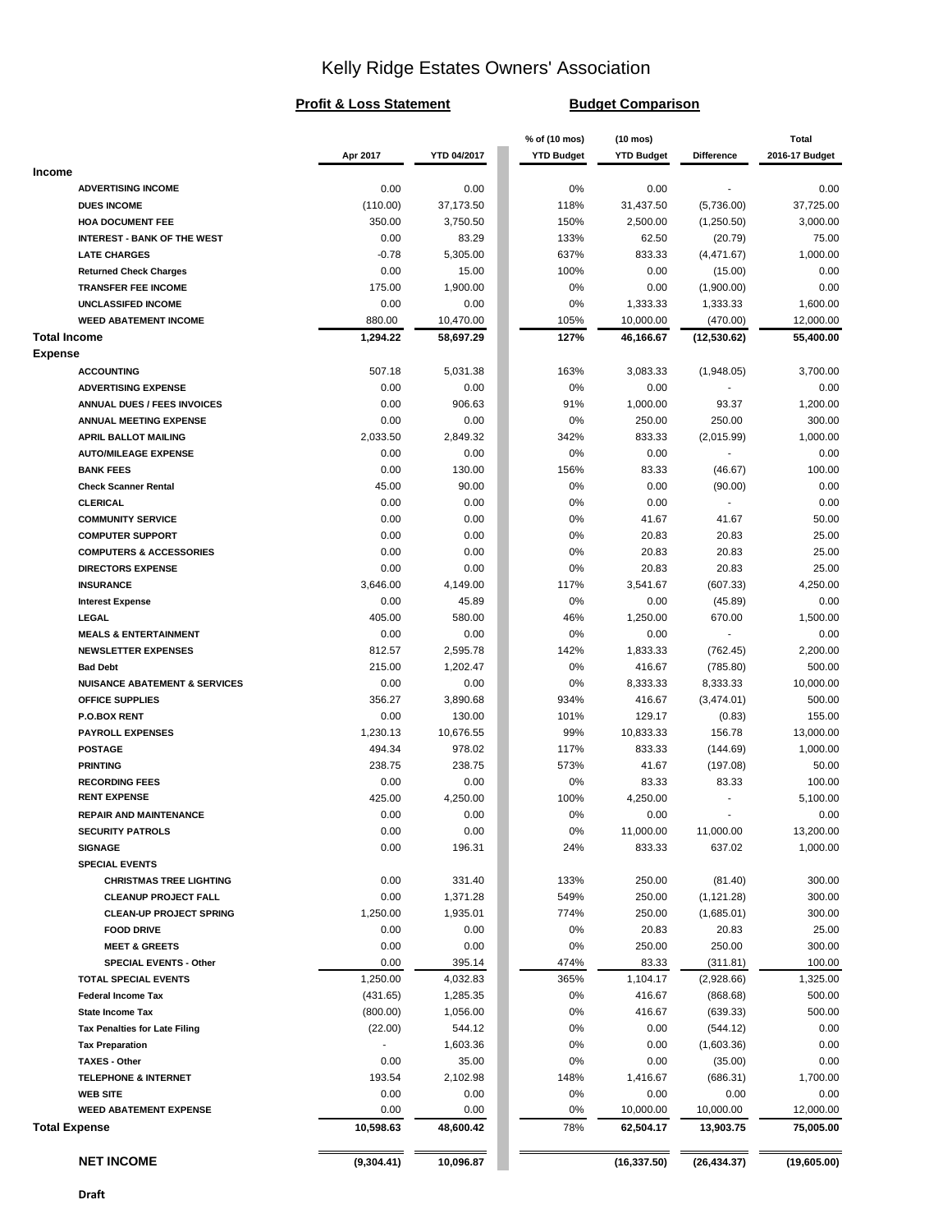# Kelly Ridge Estates Owners' Association

**Profit & Loss Statement** **Budget Comparison**

| | Apr 2017 | YTD 04/2017 | % of (10 mos) YTD Budget | (10 mos) YTD Budget | Difference | Total 2016-17 Budget |
|---|---|---|---|---|---|---|
| **Income** | | | | | | |
| ADVERTISING INCOME | 0.00 | 0.00 | 0% | 0.00 | - | 0.00 |
| DUES INCOME | (110.00) | 37,173.50 | 118% | 31,437.50 | (5,736.00) | 37,725.00 |
| HOA DOCUMENT FEE | 350.00 | 3,750.50 | 150% | 2,500.00 | (1,250.50) | 3,000.00 |
| INTEREST - BANK OF THE WEST | 0.00 | 83.29 | 133% | 62.50 | (20.79) | 75.00 |
| LATE CHARGES | -0.78 | 5,305.00 | 637% | 833.33 | (4,471.67) | 1,000.00 |
| Returned Check Charges | 0.00 | 15.00 | 100% | 0.00 | (15.00) | 0.00 |
| TRANSFER FEE INCOME | 175.00 | 1,900.00 | 0% | 0.00 | (1,900.00) | 0.00 |
| UNCLASSIFED INCOME | 0.00 | 0.00 | 0% | 1,333.33 | 1,333.33 | 1,600.00 |
| WEED ABATEMENT INCOME | 880.00 | 10,470.00 | 105% | 10,000.00 | (470.00) | 12,000.00 |
| **Total Income** | **1,294.22** | **58,697.29** | **127%** | **46,166.67** | **(12,530.62)** | **55,400.00** |
| **Expense** | | | | | | |
| ACCOUNTING | 507.18 | 5,031.38 | 163% | 3,083.33 | (1,948.05) | 3,700.00 |
| ADVERTISING EXPENSE | 0.00 | 0.00 | 0% | 0.00 | - | 0.00 |
| ANNUAL DUES / FEES INVOICES | 0.00 | 906.63 | 91% | 1,000.00 | 93.37 | 1,200.00 |
| ANNUAL MEETING EXPENSE | 0.00 | 0.00 | 0% | 250.00 | 250.00 | 300.00 |
| APRIL BALLOT MAILING | 2,033.50 | 2,849.32 | 342% | 833.33 | (2,015.99) | 1,000.00 |
| AUTO/MILEAGE EXPENSE | 0.00 | 0.00 | 0% | 0.00 | - | 0.00 |
| BANK FEES | 0.00 | 130.00 | 156% | 83.33 | (46.67) | 100.00 |
| Check Scanner Rental | 45.00 | 90.00 | 0% | 0.00 | (90.00) | 0.00 |
| CLERICAL | 0.00 | 0.00 | 0% | 0.00 | - | 0.00 |
| COMMUNITY SERVICE | 0.00 | 0.00 | 0% | 41.67 | 41.67 | 50.00 |
| COMPUTER SUPPORT | 0.00 | 0.00 | 0% | 20.83 | 20.83 | 25.00 |
| COMPUTERS & ACCESSORIES | 0.00 | 0.00 | 0% | 20.83 | 20.83 | 25.00 |
| DIRECTORS EXPENSE | 0.00 | 0.00 | 0% | 20.83 | 20.83 | 25.00 |
| INSURANCE | 3,646.00 | 4,149.00 | 117% | 3,541.67 | (607.33) | 4,250.00 |
| Interest Expense | 0.00 | 45.89 | 0% | 0.00 | (45.89) | 0.00 |
| LEGAL | 405.00 | 580.00 | 46% | 1,250.00 | 670.00 | 1,500.00 |
| MEALS & ENTERTAINMENT | 0.00 | 0.00 | 0% | 0.00 | - | 0.00 |
| NEWSLETTER EXPENSES | 812.57 | 2,595.78 | 142% | 1,833.33 | (762.45) | 2,200.00 |
| Bad Debt | 215.00 | 1,202.47 | 0% | 416.67 | (785.80) | 500.00 |
| NUISANCE ABATEMENT & SERVICES | 0.00 | 0.00 | 0% | 8,333.33 | 8,333.33 | 10,000.00 |
| OFFICE SUPPLIES | 356.27 | 3,890.68 | 934% | 416.67 | (3,474.01) | 500.00 |
| P.O.BOX RENT | 0.00 | 130.00 | 101% | 129.17 | (0.83) | 155.00 |
| PAYROLL EXPENSES | 1,230.13 | 10,676.55 | 99% | 10,833.33 | 156.78 | 13,000.00 |
| POSTAGE | 494.34 | 978.02 | 117% | 833.33 | (144.69) | 1,000.00 |
| PRINTING | 238.75 | 238.75 | 573% | 41.67 | (197.08) | 50.00 |
| RECORDING FEES | 0.00 | 0.00 | 0% | 83.33 | 83.33 | 100.00 |
| RENT EXPENSE | 425.00 | 4,250.00 | 100% | 4,250.00 | - | 5,100.00 |
| REPAIR AND MAINTENANCE | 0.00 | 0.00 | 0% | 0.00 | - | 0.00 |
| SECURITY PATROLS | 0.00 | 0.00 | 0% | 11,000.00 | 11,000.00 | 13,200.00 |
| SIGNAGE | 0.00 | 196.31 | 24% | 833.33 | 637.02 | 1,000.00 |
| SPECIAL EVENTS | | | | | | |
| CHRISTMAS TREE LIGHTING | 0.00 | 331.40 | 133% | 250.00 | (81.40) | 300.00 |
| CLEANUP PROJECT FALL | 0.00 | 1,371.28 | 549% | 250.00 | (1,121.28) | 300.00 |
| CLEAN-UP PROJECT SPRING | 1,250.00 | 1,935.01 | 774% | 250.00 | (1,685.01) | 300.00 |
| FOOD DRIVE | 0.00 | 0.00 | 0% | 20.83 | 20.83 | 25.00 |
| MEET & GREETS | 0.00 | 0.00 | 0% | 250.00 | 250.00 | 300.00 |
| SPECIAL EVENTS - Other | 0.00 | 395.14 | 474% | 83.33 | (311.81) | 100.00 |
| TOTAL SPECIAL EVENTS | 1,250.00 | 4,032.83 | 365% | 1,104.17 | (2,928.66) | 1,325.00 |
| Federal Income Tax | (431.65) | 1,285.35 | 0% | 416.67 | (868.68) | 500.00 |
| State Income Tax | (800.00) | 1,056.00 | 0% | 416.67 | (639.33) | 500.00 |
| Tax Penalties for Late Filing | (22.00) | 544.12 | 0% | 0.00 | (544.12) | 0.00 |
| Tax Preparation | - | 1,603.36 | 0% | 0.00 | (1,603.36) | 0.00 |
| TAXES - Other | 0.00 | 35.00 | 0% | 0.00 | (35.00) | 0.00 |
| TELEPHONE & INTERNET | 193.54 | 2,102.98 | 148% | 1,416.67 | (686.31) | 1,700.00 |
| WEB SITE | 0.00 | 0.00 | 0% | 0.00 | 0.00 | 0.00 |
| WEED ABATEMENT EXPENSE | 0.00 | 0.00 | 0% | 10,000.00 | 10,000.00 | 12,000.00 |
| **Total Expense** | **10,598.63** | **48,600.42** | 78% | **62,504.17** | **13,903.75** | **75,005.00** |
| **NET INCOME** | **(9,304.41)** | **10,096.87** | | **(16,337.50)** | **(26,434.37)** | **(19,605.00)** |

**Draft**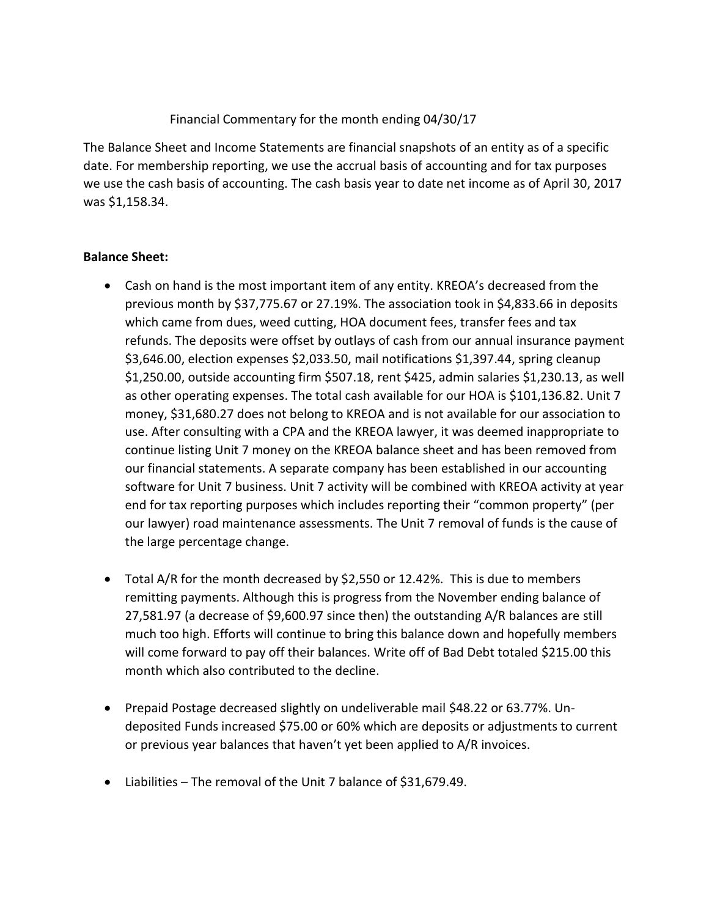Financial Commentary for the month ending 04/30/17

The Balance Sheet and Income Statements are financial snapshots of an entity as of a specific date. For membership reporting, we use the accrual basis of accounting and for tax purposes we use the cash basis of accounting. The cash basis year to date net income as of April 30, 2017 was $1,158.34.

**Balance Sheet:**

- Cash on hand is the most important item of any entity. KREOA's decreased from the previous month by $37,775.67 or 27.19%. The association took in $4,833.66 in deposits which came from dues, weed cutting, HOA document fees, transfer fees and tax refunds. The deposits were offset by outlays of cash from our annual insurance payment $3,646.00, election expenses $2,033.50, mail notifications $1,397.44, spring cleanup $1,250.00, outside accounting firm $507.18, rent $425, admin salaries $1,230.13, as well as other operating expenses. The total cash available for our HOA is $101,136.82. Unit 7 money, $31,680.27 does not belong to KREOA and is not available for our association to use. After consulting with a CPA and the KREOA lawyer, it was deemed inappropriate to continue listing Unit 7 money on the KREOA balance sheet and has been removed from our financial statements. A separate company has been established in our accounting software for Unit 7 business. Unit 7 activity will be combined with KREOA activity at year end for tax reporting purposes which includes reporting their "common property" (per our lawyer) road maintenance assessments. The Unit 7 removal of funds is the cause of the large percentage change.

- Total A/R for the month decreased by $2,550 or 12.42%. This is due to members remitting payments. Although this is progress from the November ending balance of 27,581.97 (a decrease of $9,600.97 since then) the outstanding A/R balances are still much too high. Efforts will continue to bring this balance down and hopefully members will come forward to pay off their balances. Write off of Bad Debt totaled $215.00 this month which also contributed to the decline.

- Prepaid Postage decreased slightly on undeliverable mail $48.22 or 63.77%. Un-deposited Funds increased $75.00 or 60% which are deposits or adjustments to current or previous year balances that haven't yet been applied to A/R invoices.

- Liabilities – The removal of the Unit 7 balance of $31,679.49.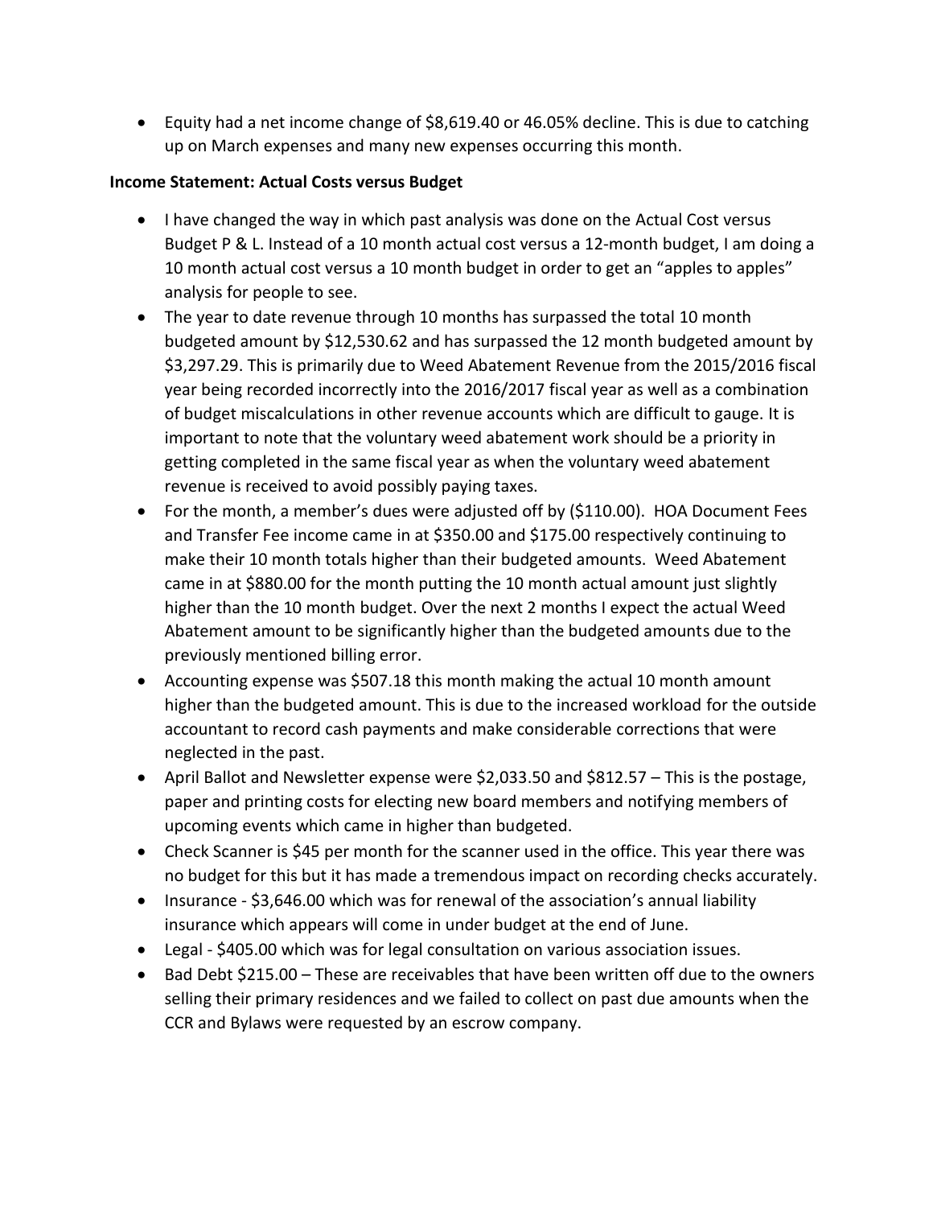- Equity had a net income change of $8,619.40 or 46.05% decline. This is due to catching up on March expenses and many new expenses occurring this month.

**Income Statement: Actual Costs versus Budget**

- I have changed the way in which past analysis was done on the Actual Cost versus Budget P & L. Instead of a 10 month actual cost versus a 12-month budget, I am doing a 10 month actual cost versus a 10 month budget in order to get an "apples to apples" analysis for people to see.
- The year to date revenue through 10 months has surpassed the total 10 month budgeted amount by $12,530.62 and has surpassed the 12 month budgeted amount by $3,297.29. This is primarily due to Weed Abatement Revenue from the 2015/2016 fiscal year being recorded incorrectly into the 2016/2017 fiscal year as well as a combination of budget miscalculations in other revenue accounts which are difficult to gauge. It is important to note that the voluntary weed abatement work should be a priority in getting completed in the same fiscal year as when the voluntary weed abatement revenue is received to avoid possibly paying taxes.
- For the month, a member's dues were adjusted off by ($110.00). HOA Document Fees and Transfer Fee income came in at $350.00 and $175.00 respectively continuing to make their 10 month totals higher than their budgeted amounts. Weed Abatement came in at $880.00 for the month putting the 10 month actual amount just slightly higher than the 10 month budget. Over the next 2 months I expect the actual Weed Abatement amount to be significantly higher than the budgeted amounts due to the previously mentioned billing error.
- Accounting expense was $507.18 this month making the actual 10 month amount higher than the budgeted amount. This is due to the increased workload for the outside accountant to record cash payments and make considerable corrections that were neglected in the past.
- April Ballot and Newsletter expense were $2,033.50 and $812.57 – This is the postage, paper and printing costs for electing new board members and notifying members of upcoming events which came in higher than budgeted.
- Check Scanner is $45 per month for the scanner used in the office. This year there was no budget for this but it has made a tremendous impact on recording checks accurately.
- Insurance - $3,646.00 which was for renewal of the association's annual liability insurance which appears will come in under budget at the end of June.
- Legal - $405.00 which was for legal consultation on various association issues.
- Bad Debt $215.00 – These are receivables that have been written off due to the owners selling their primary residences and we failed to collect on past due amounts when the CCR and Bylaws were requested by an escrow company.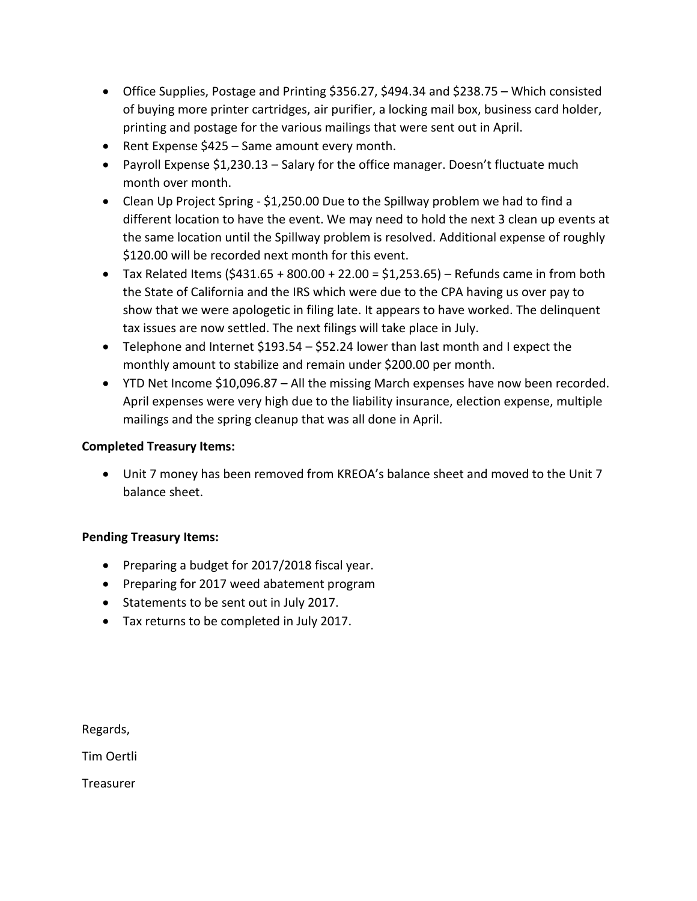- Office Supplies, Postage and Printing $356.27, $494.34 and $238.75 – Which consisted of buying more printer cartridges, air purifier, a locking mail box, business card holder, printing and postage for the various mailings that were sent out in April.
- Rent Expense $425 – Same amount every month.
- Payroll Expense $1,230.13 – Salary for the office manager. Doesn't fluctuate much month over month.
- Clean Up Project Spring - $1,250.00 Due to the Spillway problem we had to find a different location to have the event. We may need to hold the next 3 clean up events at the same location until the Spillway problem is resolved. Additional expense of roughly $120.00 will be recorded next month for this event.
- Tax Related Items ($431.65 + 800.00 + 22.00 = $1,253.65) – Refunds came in from both the State of California and the IRS which were due to the CPA having us over pay to show that we were apologetic in filing late. It appears to have worked. The delinquent tax issues are now settled. The next filings will take place in July.
- Telephone and Internet $193.54 – $52.24 lower than last month and I expect the monthly amount to stabilize and remain under $200.00 per month.
- YTD Net Income $10,096.87 – All the missing March expenses have now been recorded. April expenses were very high due to the liability insurance, election expense, multiple mailings and the spring cleanup that was all done in April.

**Completed Treasury Items:**

- Unit 7 money has been removed from KREOA's balance sheet and moved to the Unit 7 balance sheet.

**Pending Treasury Items:**

- Preparing a budget for 2017/2018 fiscal year.
- Preparing for 2017 weed abatement program
- Statements to be sent out in July 2017.
- Tax returns to be completed in July 2017.

Regards,

Tim Oertli

Treasurer